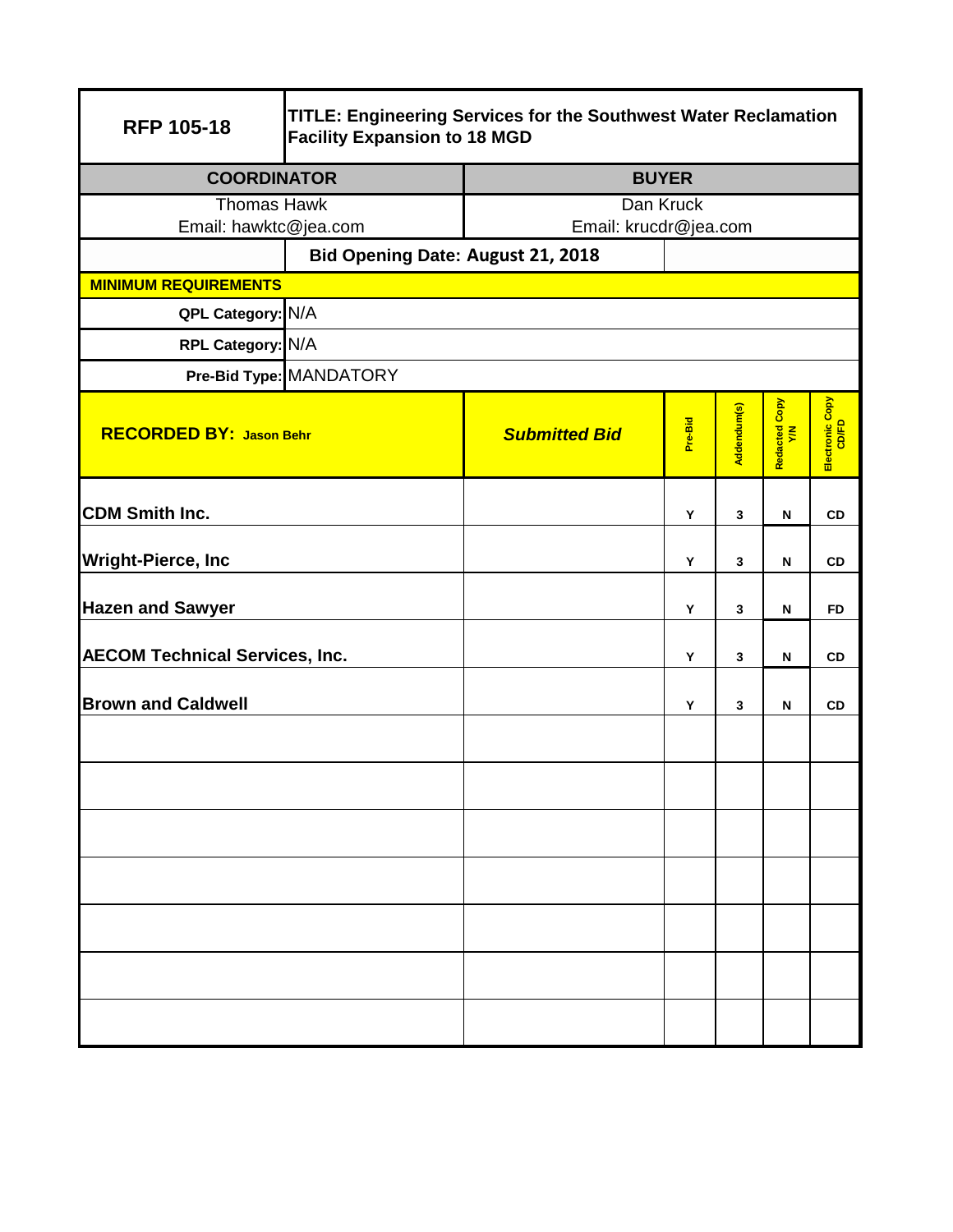| RFP 105-18 | TITLE: Engineering Services for the Southwest Water Reclamation Facility Expansion to 18 MGD |
|---|---|

| COORDINATOR | BUYER |
|---|---|
| Thomas Hawk<br>Email: hawktc@jea.com | Dan Kruck<br>Email: krucdr@jea.com |

**Bid Opening Date: August 21, 2018**

**MINIMUM REQUIREMENTS**

**QPL Category:** N/A

**RPL Category:** N/A

**Pre-Bid Type:** MANDATORY

| RECORDED BY: Jason Behr | *Submitted Bid* | Pre-Bid | Addendum(s) | Redacted Copy Y/N | Electronic Copy CD/FD |
|---|---|---|---|---|---|
| **CDM Smith Inc.** | | Y | 3 | N | CD |
| **Wright-Pierce, Inc** | | Y | 3 | N | CD |
| **Hazen and Sawyer** | | Y | 3 | N | FD |
| **AECOM Technical Services, Inc.** | | Y | 3 | N | CD |
| **Brown and Caldwell** | | Y | 3 | N | CD |
| | | | | | |
| | | | | | |
| | | | | | |
| | | | | | |
| | | | | | |
| | | | | | |
| | | | | | |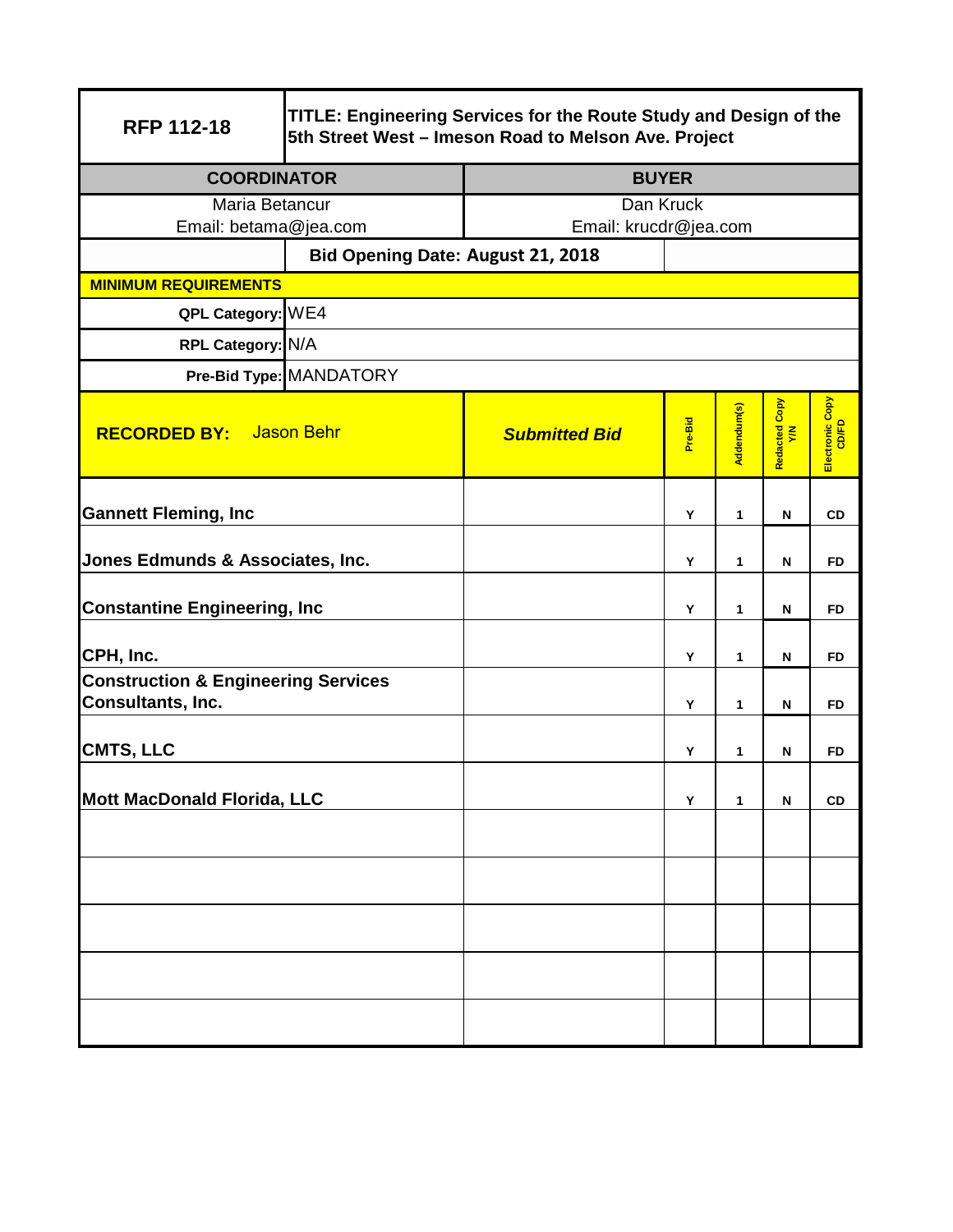| RFP 112-18 | TITLE: Engineering Services for the Route Study and Design of the 5th Street West – Imeson Road to Melson Ave. Project | | | | | |
|---|---|---|---|---|---|---|
| **COORDINATOR** | | **BUYER** | | | | |
| Maria Betancur<br>Email: betama@jea.com | | Dan Kruck<br>Email: krucdr@jea.com | | | | |
| | **Bid Opening Date: August 21, 2018** | | | | | |
| **MINIMUM REQUIREMENTS** | | | | | | |
| **QPL Category:** | WE4 | | | | | |
| **RPL Category:** | N/A | | | | | |
| **Pre-Bid Type:** | MANDATORY | | | | | |
| **RECORDED BY:** Jason Behr | ***Submitted Bid*** | **Pre-Bid** | **Addendum(s)** | **Redacted Copy Y/N** | **Electronic Copy CD/FD** | |
| **Gannett Fleming, Inc** | | Y | 1 | N | CD | |
| **Jones Edmunds & Associates, Inc.** | | Y | 1 | N | FD | |
| **Constantine Engineering, Inc** | | Y | 1 | N | FD | |
| **CPH, Inc.** | | Y | 1 | N | FD | |
| **Construction & Engineering Services Consultants, Inc.** | | Y | 1 | N | FD | |
| **CMTS, LLC** | | Y | 1 | N | FD | |
| **Mott MacDonald Florida, LLC** | | Y | 1 | N | CD | |
| | | | | | | |
| | | | | | | |
| | | | | | | |
| | | | | | | |
| | | | | | | |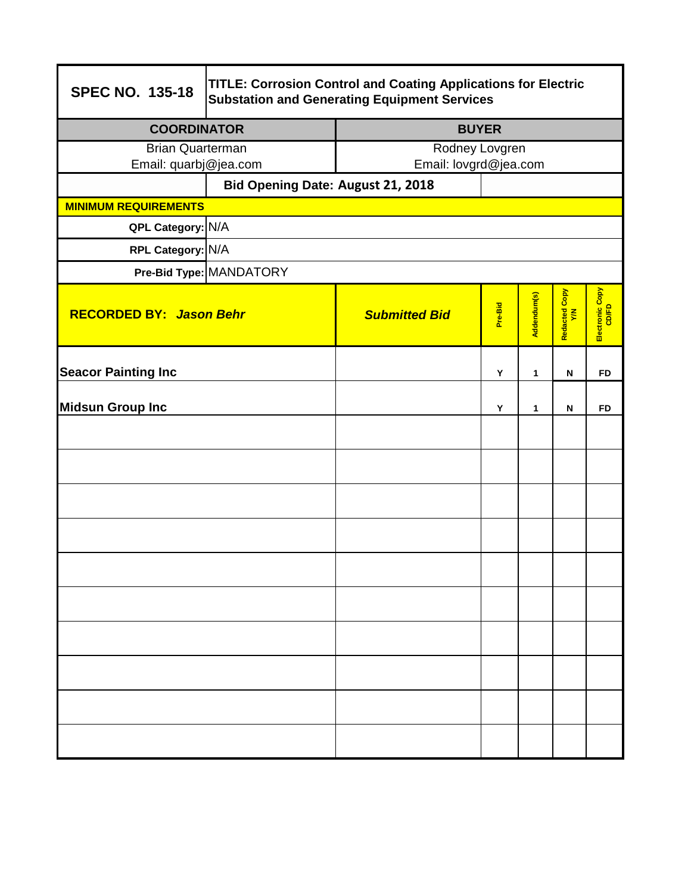| SPEC NO. 135-18 | TITLE: Corrosion Control and Coating Applications for Electric Substation and Generating Equipment Services |
|---|---|

| COORDINATOR | BUYER |
|---|---|
| Brian Quarterman<br>Email: quarbj@jea.com | Rodney Lovgren<br>Email: lovgrd@jea.com |

**Bid Opening Date: August 21, 2018**

**MINIMUM REQUIREMENTS**

| | |
|---|---|
| **QPL Category:** | N/A |
| **RPL Category:** | N/A |
| **Pre-Bid Type:** | MANDATORY |

| **RECORDED BY:** ***Jason Behr*** | ***Submitted Bid*** | **Pre-Bid** | **Addendum(s)** | **Redacted Copy Y/N** | **Electronic Copy CD/FD** |
|---|---|---|---|---|---|
| **Seacor Painting Inc** | | **Y** | **1** | **N** | **FD** |
| **Midsun Group Inc** | | **Y** | **1** | **N** | **FD** |
| | | | | | |
| | | | | | |
| | | | | | |
| | | | | | |
| | | | | | |
| | | | | | |
| | | | | | |
| | | | | | |
| | | | | | |
| | | | | | |